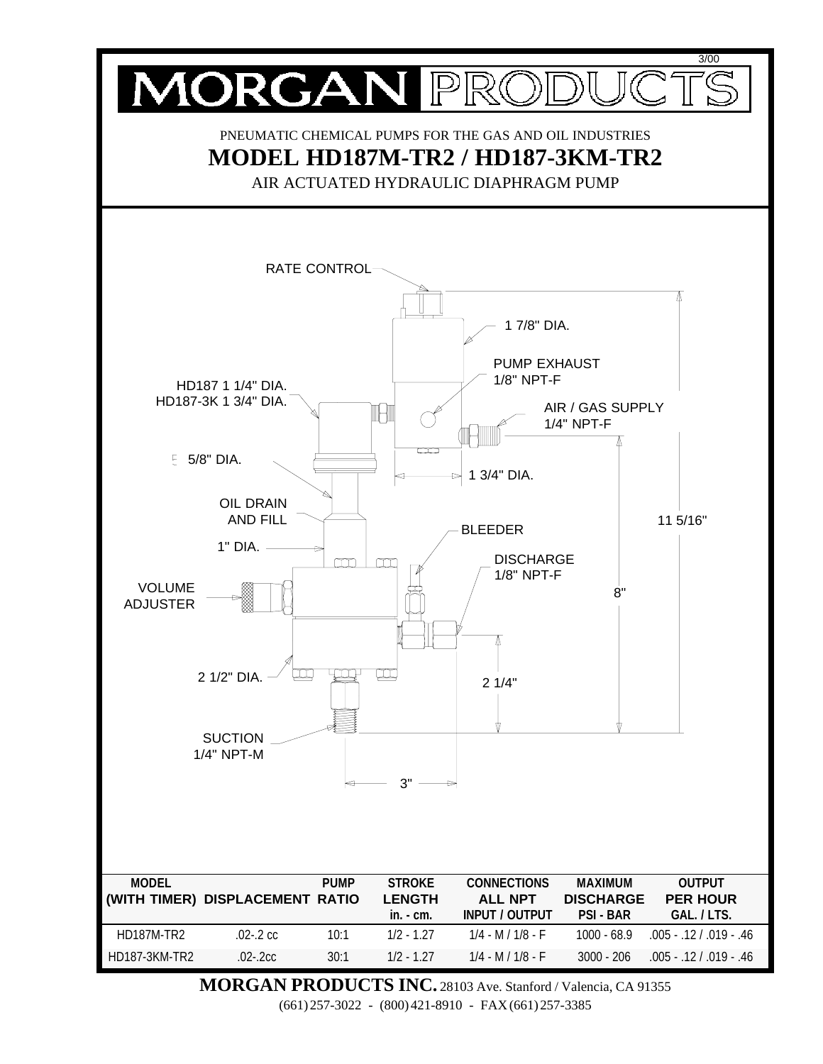3/00

# MORGAN PRODUCTS

PNEUMATIC CHEMICAL PUMPS FOR THE GAS AND OIL INDUSTRIES

## MODEL HD187M-TR2 / HD187-3KM-TR2

AIR ACTUATED HYDRAULIC DIAPHRAGM PUMP

RATE CONTROL

1 7/8" DIA.

PUMP EXHAUST
1/8" NPT-F

HD187 1 1/4" DIA.
HD187-3K 1 3/4" DIA.

AIR / GAS SUPPLY
1/4" NPT-F

5/8" DIA.

1 3/4" DIA.

OIL DRAIN
AND FILL

11 5/16"

BLEEDER

1" DIA.

DISCHARGE
1/8" NPT-F

VOLUME
ADJUSTER

8"

2 1/2" DIA.

2 1/4"

SUCTION
1/4" NPT-M

3"

| MODEL (WITH TIMER) | DISPLACEMENT | PUMP RATIO | STROKE LENGTH in. - cm. | CONNECTIONS ALL NPT INPUT / OUTPUT | MAXIMUM DISCHARGE PSI - BAR | OUTPUT PER HOUR GAL. / LTS. |
|---|---|---|---|---|---|---|
| HD187M-TR2 | .02-.2 cc | 10:1 | 1/2 - 1.27 | 1/4 - M / 1/8 - F | 1000 - 68.9 | .005 - .12 / .019 - .46 |
| HD187-3KM-TR2 | .02-.2cc | 30:1 | 1/2 - 1.27 | 1/4 - M / 1/8 - F | 3000 - 206 | .005 - .12 / .019 - .46 |

**MORGAN PRODUCTS INC.** 28103 Ave. Stanford / Valencia, CA 91355
(661) 257-3022 - (800) 421-8910 - FAX (661) 257-3385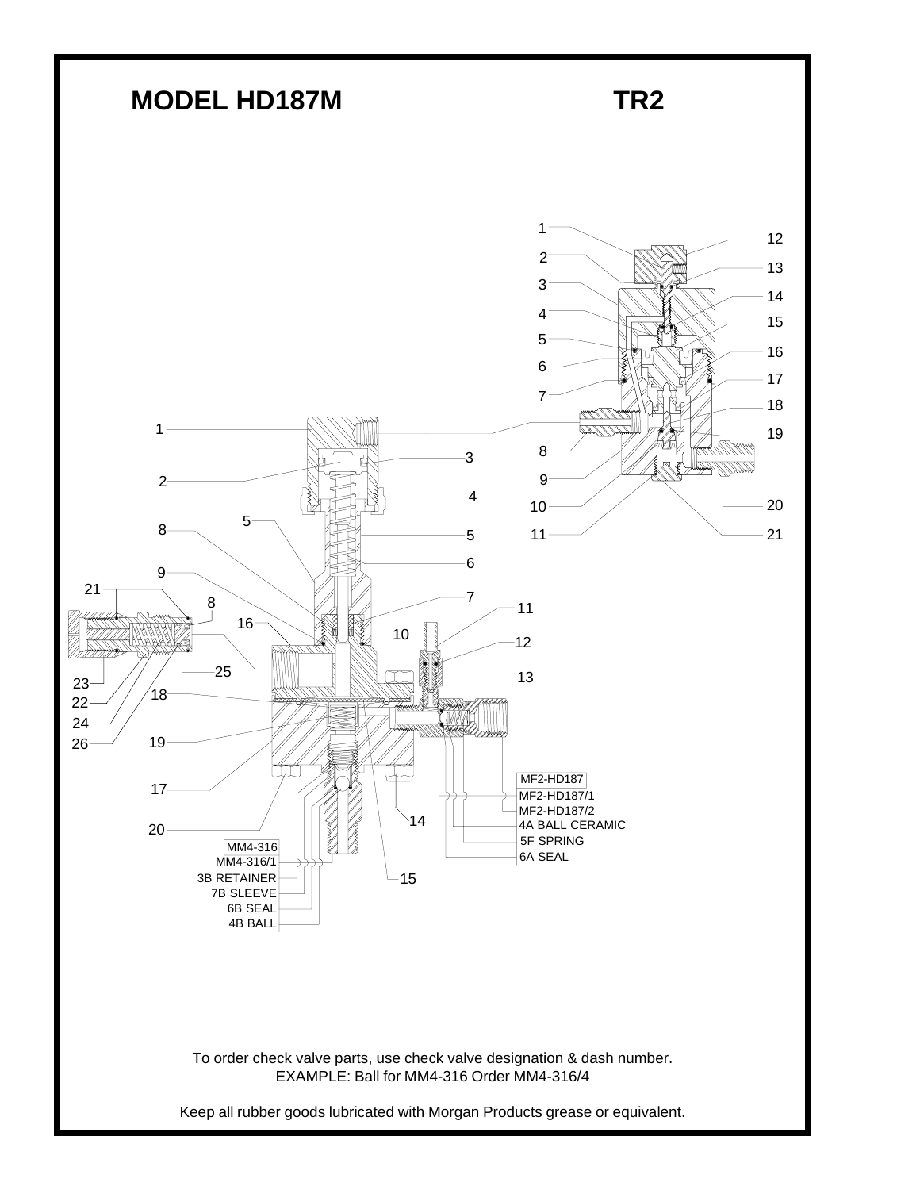# MODEL HD187M

# TR2

MF2-HD187
MF2-HD187/1
MF2-HD187/2
4A BALL CERAMIC
5F SPRING
6A SEAL

MM4-316
MM4-316/1
3B RETAINER
7B SLEEVE
6B SEAL
4B BALL

To order check valve parts, use check valve designation & dash number.
EXAMPLE: Ball for MM4-316 Order MM4-316/4

Keep all rubber goods lubricated with Morgan Products grease or equivalent.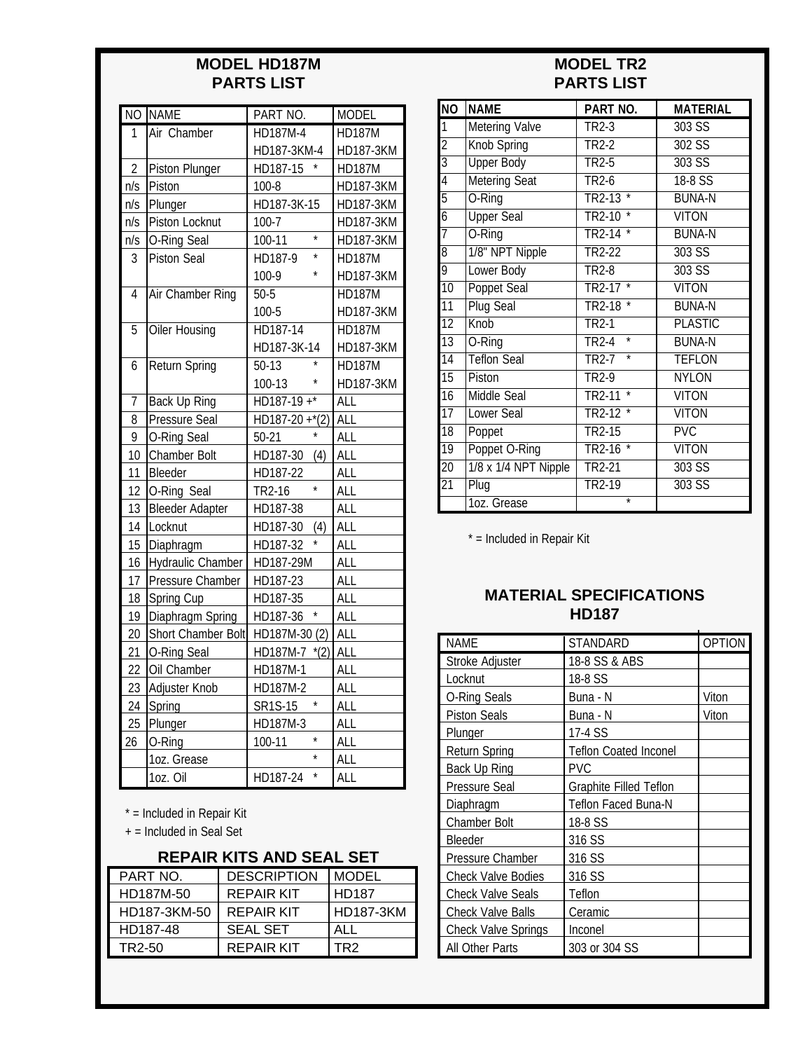## MODEL HD187M
## PARTS LIST

| NO | NAME | PART NO. | MODEL |
|---|---|---|---|
| 1 | Air Chamber | HD187M-4 | HD187M |
| | | HD187-3KM-4 | HD187-3KM |
| 2 | Piston Plunger | HD187-15 * | HD187M |
| n/s | Piston | 100-8 | HD187-3KM |
| n/s | Plunger | HD187-3K-15 | HD187-3KM |
| n/s | Piston Locknut | 100-7 | HD187-3KM |
| n/s | O-Ring Seal | 100-11 * | HD187-3KM |
| 3 | Piston Seal | HD187-9 * | HD187M |
| | | 100-9 * | HD187-3KM |
| 4 | Air Chamber Ring | 50-5 | HD187M |
| | | 100-5 | HD187-3KM |
| 5 | Oiler Housing | HD187-14 | HD187M |
| | | HD187-3K-14 | HD187-3KM |
| 6 | Return Spring | 50-13 * | HD187M |
| | | 100-13 * | HD187-3KM |
| 7 | Back Up Ring | HD187-19 +* | ALL |
| 8 | Pressure Seal | HD187-20 +*(2) | ALL |
| 9 | O-Ring Seal | 50-21 * | ALL |
| 10 | Chamber Bolt | HD187-30 (4) | ALL |
| 11 | Bleeder | HD187-22 | ALL |
| 12 | O-Ring Seal | TR2-16 * | ALL |
| 13 | Bleeder Adapter | HD187-38 | ALL |
| 14 | Locknut | HD187-30 (4) | ALL |
| 15 | Diaphragm | HD187-32 * | ALL |
| 16 | Hydraulic Chamber | HD187-29M | ALL |
| 17 | Pressure Chamber | HD187-23 | ALL |
| 18 | Spring Cup | HD187-35 | ALL |
| 19 | Diaphragm Spring | HD187-36 * | ALL |
| 20 | Short Chamber Bolt | HD187M-30 (2) | ALL |
| 21 | O-Ring Seal | HD187M-7 *(2) | ALL |
| 22 | Oil Chamber | HD187M-1 | ALL |
| 23 | Adjuster Knob | HD187M-2 | ALL |
| 24 | Spring | SR1S-15 * | ALL |
| 25 | Plunger | HD187M-3 | ALL |
| 26 | O-Ring | 100-11 * | ALL |
| | 1oz. Grease | * | ALL |
| | 1oz. Oil | HD187-24 * | ALL |

* = Included in Repair Kit

+ = Included in Seal Set

### REPAIR KITS AND SEAL SET

| PART NO. | DESCRIPTION | MODEL |
|---|---|---|
| HD187M-50 | REPAIR KIT | HD187 |
| HD187-3KM-50 | REPAIR KIT | HD187-3KM |
| HD187-48 | SEAL SET | ALL |
| TR2-50 | REPAIR KIT | TR2 |

## MODEL TR2
## PARTS LIST

| NO | NAME | PART NO. | MATERIAL |
|---|---|---|---|
| 1 | Metering Valve | TR2-3 | 303 SS |
| 2 | Knob Spring | TR2-2 | 302 SS |
| 3 | Upper Body | TR2-5 | 303 SS |
| 4 | Metering Seat | TR2-6 | 18-8 SS |
| 5 | O-Ring | TR2-13 * | BUNA-N |
| 6 | Upper Seal | TR2-10 * | VITON |
| 7 | O-Ring | TR2-14 * | BUNA-N |
| 8 | 1/8" NPT Nipple | TR2-22 | 303 SS |
| 9 | Lower Body | TR2-8 | 303 SS |
| 10 | Poppet Seal | TR2-17 * | VITON |
| 11 | Plug Seal | TR2-18 * | BUNA-N |
| 12 | Knob | TR2-1 | PLASTIC |
| 13 | O-Ring | TR2-4 * | BUNA-N |
| 14 | Teflon Seal | TR2-7 * | TEFLON |
| 15 | Piston | TR2-9 | NYLON |
| 16 | Middle Seal | TR2-11 * | VITON |
| 17 | Lower Seal | TR2-12 * | VITON |
| 18 | Poppet | TR2-15 | PVC |
| 19 | Poppet O-Ring | TR2-16 * | VITON |
| 20 | 1/8 x 1/4 NPT Nipple | TR2-21 | 303 SS |
| 21 | Plug | TR2-19 | 303 SS |
| | 1oz. Grease | * | |

* = Included in Repair Kit

## MATERIAL SPECIFICATIONS
## HD187

| NAME | STANDARD | OPTION |
|---|---|---|
| Stroke Adjuster | 18-8 SS & ABS | |
| Locknut | 18-8 SS | |
| O-Ring Seals | Buna - N | Viton |
| Piston Seals | Buna - N | Viton |
| Plunger | 17-4 SS | |
| Return Spring | Teflon Coated Inconel | |
| Back Up Ring | PVC | |
| Pressure Seal | Graphite Filled Teflon | |
| Diaphragm | Teflon Faced Buna-N | |
| Chamber Bolt | 18-8 SS | |
| Bleeder | 316 SS | |
| Pressure Chamber | 316 SS | |
| Check Valve Bodies | 316 SS | |
| Check Valve Seals | Teflon | |
| Check Valve Balls | Ceramic | |
| Check Valve Springs | Inconel | |
| All Other Parts | 303 or 304 SS | |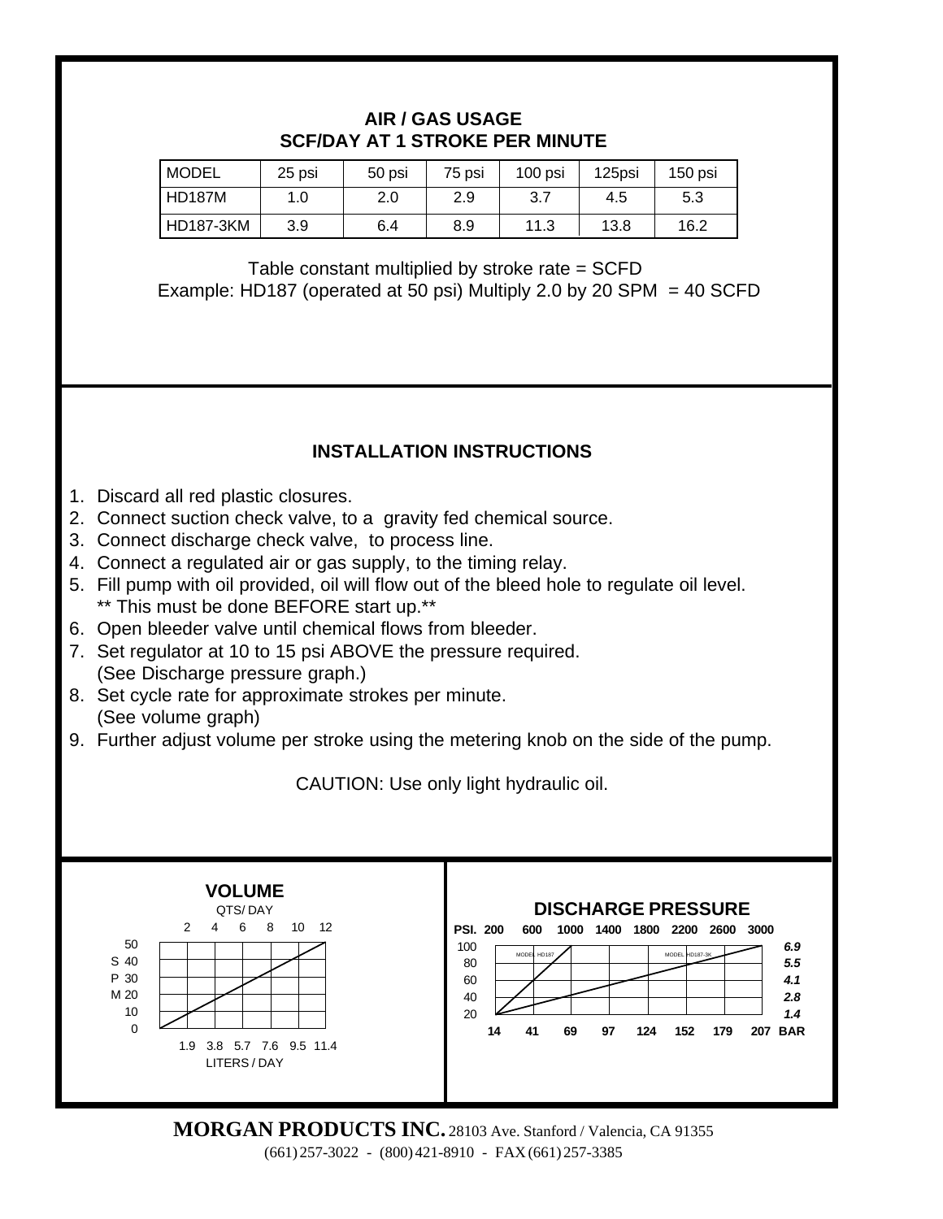## AIR / GAS USAGE
## SCF/DAY AT 1 STROKE PER MINUTE

| MODEL | 25 psi | 50 psi | 75 psi | 100 psi | 125psi | 150 psi |
|---|---|---|---|---|---|---|
| HD187M | 1.0 | 2.0 | 2.9 | 3.7 | 4.5 | 5.3 |
| HD187-3KM | 3.9 | 6.4 | 8.9 | 11.3 | 13.8 | 16.2 |

Table constant multiplied by stroke rate = SCFD
Example: HD187 (operated at 50 psi) Multiply 2.0 by 20 SPM = 40 SCFD

## INSTALLATION INSTRUCTIONS

1. Discard all red plastic closures.
2. Connect suction check valve, to a gravity fed chemical source.
3. Connect discharge check valve, to process line.
4. Connect a regulated air or gas supply, to the timing relay.
5. Fill pump with oil provided, oil will flow out of the bleed hole to regulate oil level.
   ** This must be done BEFORE start up.**
6. Open bleeder valve until chemical flows from bleeder.
7. Set regulator at 10 to 15 psi ABOVE the pressure required.
   (See Discharge pressure graph.)
8. Set cycle rate for approximate strokes per minute.
   (See volume graph)
9. Further adjust volume per stroke using the metering knob on the side of the pump.

CAUTION: Use only light hydraulic oil.

**VOLUME**

QTS/ DAY

2 4 6 8 10 12

SPM

50 40 30 20 10 0

1.9 3.8 5.7 7.6 9.5 11.4

LITERS / DAY

**DISCHARGE PRESSURE**

PSI. 200 600 1000 1400 1800 2200 2600 3000

100 80 60 40 20

MODEL HD187

MODEL HD187-3K

*6.9* *5.5* *4.1* *2.8* *1.4*

14 41 69 97 124 152 179 207 BAR

**MORGAN PRODUCTS INC.** 28103 Ave. Stanford / Valencia, CA 91355
(661) 257-3022 - (800) 421-8910 - FAX (661) 257-3385